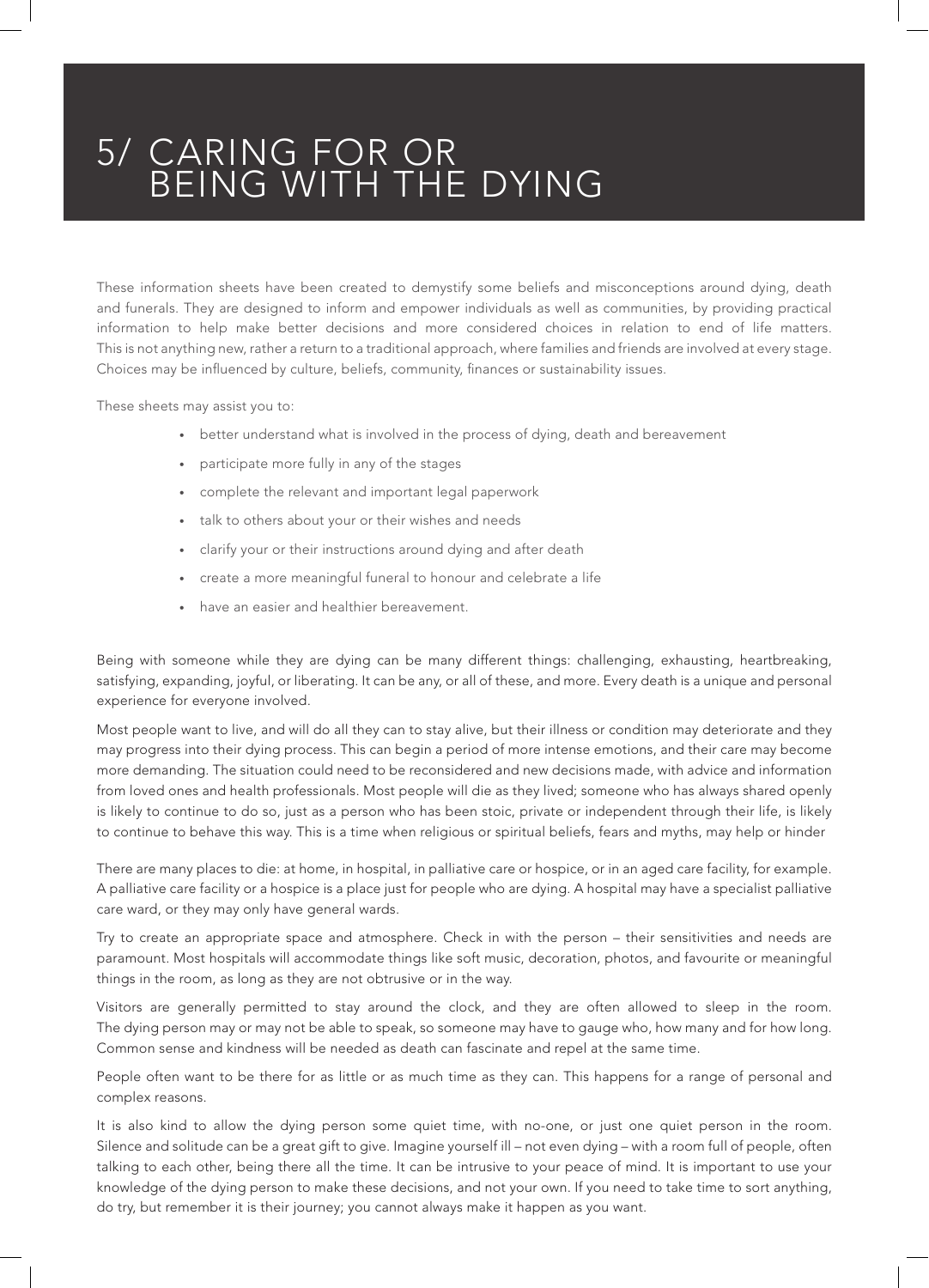# 5/ CARING FOR OR BEING WITH THE DYING

These information sheets have been created to demystify some beliefs and misconceptions around dying, death and funerals. They are designed to inform and empower individuals as well as communities, by providing practical information to help make better decisions and more considered choices in relation to end of life matters. This is not anything new, rather a return to a traditional approach, where families and friends are involved at every stage. Choices may be influenced by culture, beliefs, community, finances or sustainability issues.

These sheets may assist you to:

- better understand what is involved in the process of dying, death and bereavement
- participate more fully in any of the stages
- complete the relevant and important legal paperwork
- talk to others about your or their wishes and needs
- clarify your or their instructions around dying and after death
- create a more meaningful funeral to honour and celebrate a life
- have an easier and healthier bereavement.

Being with someone while they are dying can be many different things: challenging, exhausting, heartbreaking, satisfying, expanding, joyful, or liberating. It can be any, or all of these, and more. Every death is a unique and personal experience for everyone involved.

Most people want to live, and will do all they can to stay alive, but their illness or condition may deteriorate and they may progress into their dying process. This can begin a period of more intense emotions, and their care may become more demanding. The situation could need to be reconsidered and new decisions made, with advice and information from loved ones and health professionals. Most people will die as they lived; someone who has always shared openly is likely to continue to do so, just as a person who has been stoic, private or independent through their life, is likely to continue to behave this way. This is a time when religious or spiritual beliefs, fears and myths, may help or hinder

There are many places to die: at home, in hospital, in palliative care or hospice, or in an aged care facility, for example. A palliative care facility or a hospice is a place just for people who are dying. A hospital may have a specialist palliative care ward, or they may only have general wards.

Try to create an appropriate space and atmosphere. Check in with the person – their sensitivities and needs are paramount. Most hospitals will accommodate things like soft music, decoration, photos, and favourite or meaningful things in the room, as long as they are not obtrusive or in the way.

Visitors are generally permitted to stay around the clock, and they are often allowed to sleep in the room. The dying person may or may not be able to speak, so someone may have to gauge who, how many and for how long. Common sense and kindness will be needed as death can fascinate and repel at the same time.

People often want to be there for as little or as much time as they can. This happens for a range of personal and complex reasons.

It is also kind to allow the dying person some quiet time, with no-one, or just one quiet person in the room. Silence and solitude can be a great gift to give. Imagine yourself ill – not even dying – with a room full of people, often talking to each other, being there all the time. It can be intrusive to your peace of mind. It is important to use your knowledge of the dying person to make these decisions, and not your own. If you need to take time to sort anything, do try, but remember it is their journey; you cannot always make it happen as you want.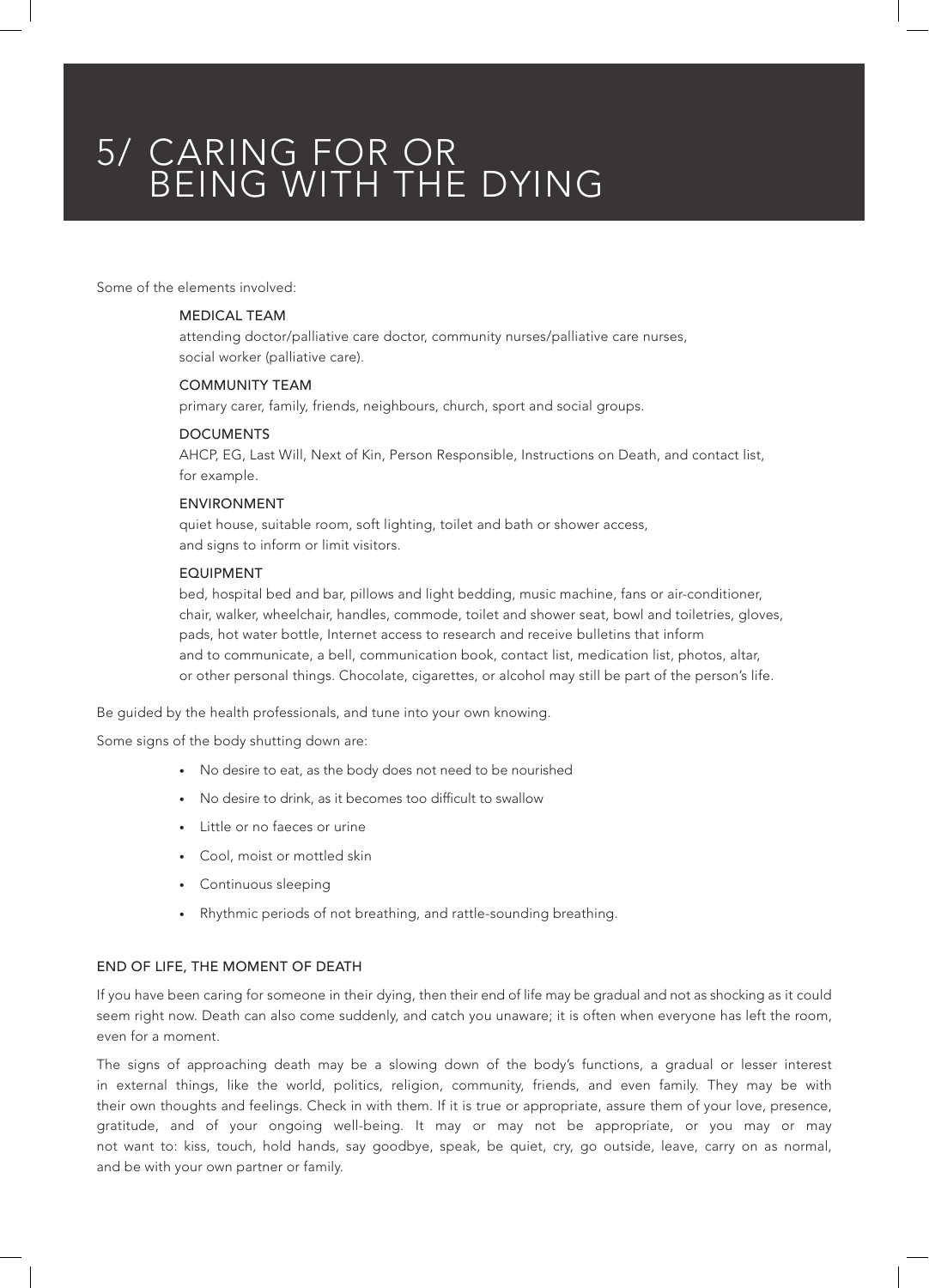# 5/ CARING FOR OR BEING WITH THE DYING

Some of the elements involved:

**MEDICAL TEAM**
attending doctor/palliative care doctor, community nurses/palliative care nurses, social worker (palliative care).

**COMMUNITY TEAM**
primary carer, family, friends, neighbours, church, sport and social groups.

**DOCUMENTS**
AHCP, EG, Last Will, Next of Kin, Person Responsible, Instructions on Death, and contact list, for example.

**ENVIRONMENT**
quiet house, suitable room, soft lighting, toilet and bath or shower access, and signs to inform or limit visitors.

**EQUIPMENT**
bed, hospital bed and bar, pillows and light bedding, music machine, fans or air-conditioner, chair, walker, wheelchair, handles, commode, toilet and shower seat, bowl and toiletries, gloves, pads, hot water bottle, Internet access to research and receive bulletins that inform and to communicate, a bell, communication book, contact list, medication list, photos, altar, or other personal things. Chocolate, cigarettes, or alcohol may still be part of the person's life.

Be guided by the health professionals, and tune into your own knowing.

Some signs of the body shutting down are:

- No desire to eat, as the body does not need to be nourished
- No desire to drink, as it becomes too difficult to swallow
- Little or no faeces or urine
- Cool, moist or mottled skin
- Continuous sleeping
- Rhythmic periods of not breathing, and rattle-sounding breathing.

## END OF LIFE, THE MOMENT OF DEATH

If you have been caring for someone in their dying, then their end of life may be gradual and not as shocking as it could seem right now. Death can also come suddenly, and catch you unaware; it is often when everyone has left the room, even for a moment.

The signs of approaching death may be a slowing down of the body's functions, a gradual or lesser interest in external things, like the world, politics, religion, community, friends, and even family. They may be with their own thoughts and feelings. Check in with them. If it is true or appropriate, assure them of your love, presence, gratitude, and of your ongoing well-being. It may or may not be appropriate, or you may or may not want to: kiss, touch, hold hands, say goodbye, speak, be quiet, cry, go outside, leave, carry on as normal, and be with your own partner or family.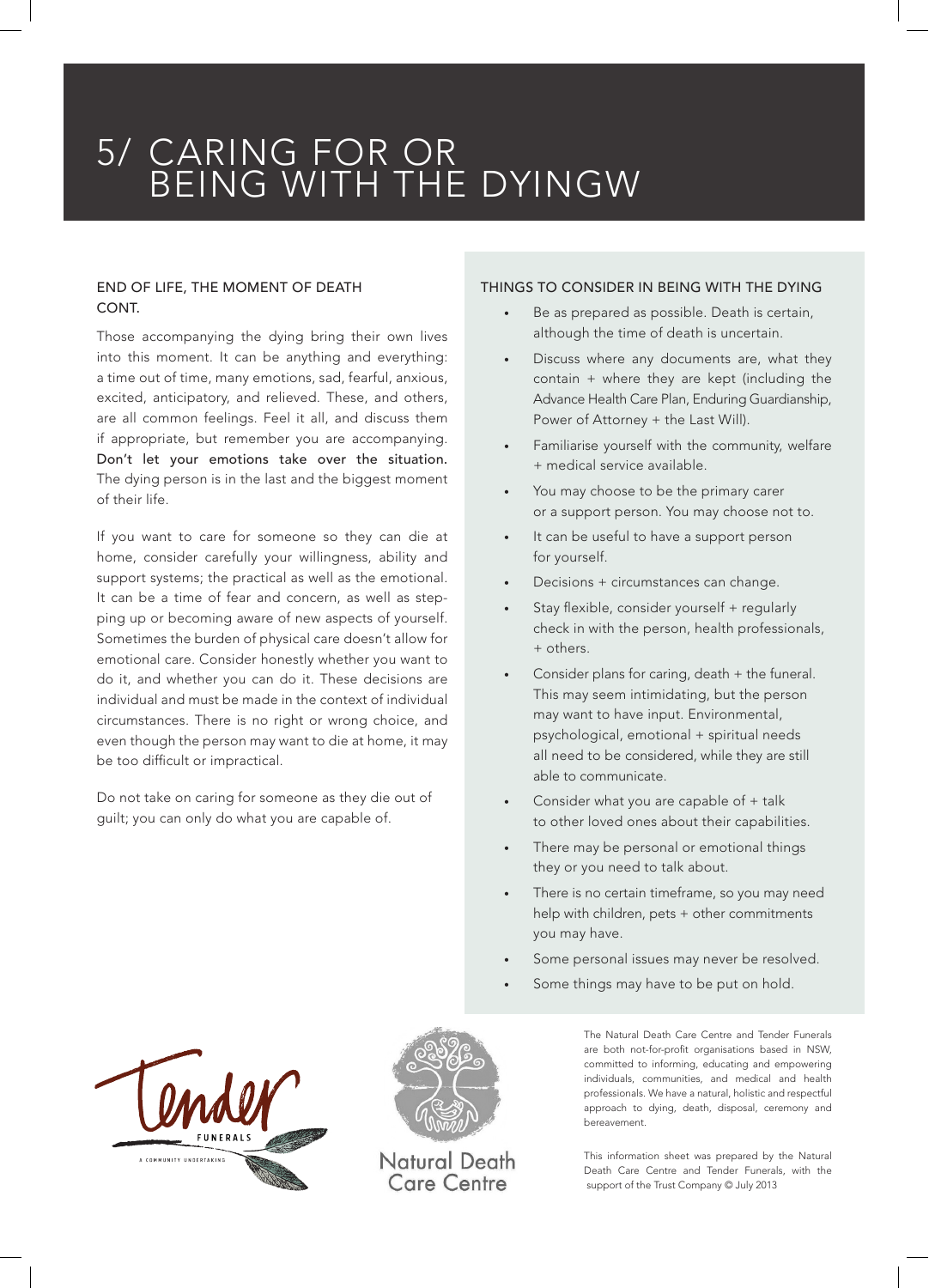# 5/ CARING FOR OR BEING WITH THE DYINGW

## END OF LIFE, THE MOMENT OF DEATH CONT.

Those accompanying the dying bring their own lives into this moment. It can be anything and everything: a time out of time, many emotions, sad, fearful, anxious, excited, anticipatory, and relieved. These, and others, are all common feelings. Feel it all, and discuss them if appropriate, but remember you are accompanying. **Don't let your emotions take over the situation.** The dying person is in the last and the biggest moment of their life.

If you want to care for someone so they can die at home, consider carefully your willingness, ability and support systems; the practical as well as the emotional. It can be a time of fear and concern, as well as stepping up or becoming aware of new aspects of yourself. Sometimes the burden of physical care doesn't allow for emotional care. Consider honestly whether you want to do it, and whether you can do it. These decisions are individual and must be made in the context of individual circumstances. There is no right or wrong choice, and even though the person may want to die at home, it may be too difficult or impractical.

Do not take on caring for someone as they die out of guilt; you can only do what you are capable of.

## THINGS TO CONSIDER IN BEING WITH THE DYING

- Be as prepared as possible. Death is certain, although the time of death is uncertain.
- Discuss where any documents are, what they contain + where they are kept (including the Advance Health Care Plan, Enduring Guardianship, Power of Attorney + the Last Will).
- Familiarise yourself with the community, welfare + medical service available.
- You may choose to be the primary carer or a support person. You may choose not to.
- It can be useful to have a support person for yourself.
- Decisions + circumstances can change.
- Stay flexible, consider yourself + regularly check in with the person, health professionals, + others.
- Consider plans for caring, death + the funeral. This may seem intimidating, but the person may want to have input. Environmental, psychological, emotional + spiritual needs all need to be considered, while they are still able to communicate.
- Consider what you are capable of + talk to other loved ones about their capabilities.
- There may be personal or emotional things they or you need to talk about.
- There is no certain timeframe, so you may need help with children, pets + other commitments you may have.
- Some personal issues may never be resolved.
- Some things may have to be put on hold.

Tender FUNERALS
A COMMUNITY UNDERTAKING

Natural Death Care Centre

The Natural Death Care Centre and Tender Funerals are both not-for-profit organisations based in NSW, committed to informing, educating and empowering individuals, communities, and medical and health professionals. We have a natural, holistic and respectful approach to dying, death, disposal, ceremony and bereavement.

This information sheet was prepared by the Natural Death Care Centre and Tender Funerals, with the support of the Trust Company © July 2013